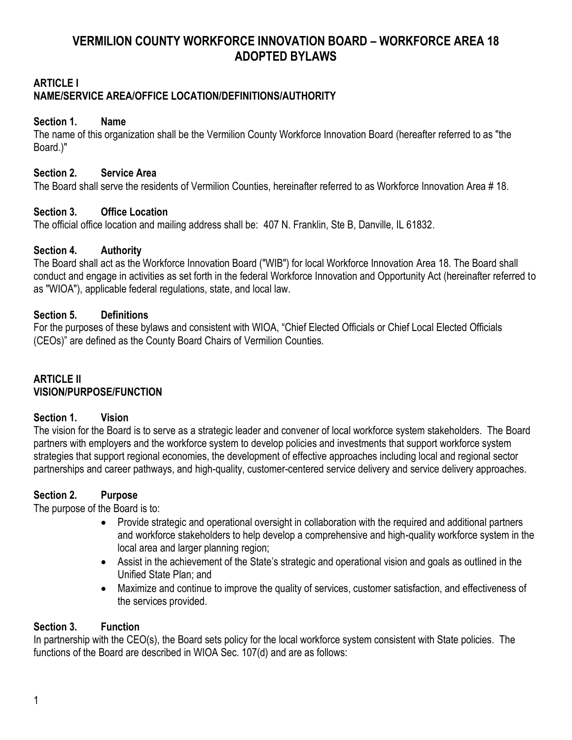# VERMILION COUNTY WORKFORCE INNOVATION BOARD – WORKFORCE AREA 18 ADOPTED BYLAWS

## ARTICLE I
## NAME/SERVICE AREA/OFFICE LOCATION/DEFINITIONS/AUTHORITY

### Section 1. Name

The name of this organization shall be the Vermilion County Workforce Innovation Board (hereafter referred to as "the Board.)"

### Section 2. Service Area

The Board shall serve the residents of Vermilion Counties, hereinafter referred to as Workforce Innovation Area # 18.

### Section 3. Office Location

The official office location and mailing address shall be: 407 N. Franklin, Ste B, Danville, IL 61832.

### Section 4. Authority

The Board shall act as the Workforce Innovation Board ("WIB") for local Workforce Innovation Area 18. The Board shall conduct and engage in activities as set forth in the federal Workforce Innovation and Opportunity Act (hereinafter referred to as "WIOA"), applicable federal regulations, state, and local law.

### Section 5. Definitions

For the purposes of these bylaws and consistent with WIOA, "Chief Elected Officials or Chief Local Elected Officials (CEOs)" are defined as the County Board Chairs of Vermilion Counties.

## ARTICLE II
## VISION/PURPOSE/FUNCTION

### Section 1. Vision

The vision for the Board is to serve as a strategic leader and convener of local workforce system stakeholders. The Board partners with employers and the workforce system to develop policies and investments that support workforce system strategies that support regional economies, the development of effective approaches including local and regional sector partnerships and career pathways, and high-quality, customer-centered service delivery and service delivery approaches.

### Section 2. Purpose

The purpose of the Board is to:

- Provide strategic and operational oversight in collaboration with the required and additional partners and workforce stakeholders to help develop a comprehensive and high-quality workforce system in the local area and larger planning region;
- Assist in the achievement of the State's strategic and operational vision and goals as outlined in the Unified State Plan; and
- Maximize and continue to improve the quality of services, customer satisfaction, and effectiveness of the services provided.

### Section 3. Function

In partnership with the CEO(s), the Board sets policy for the local workforce system consistent with State policies. The functions of the Board are described in WIOA Sec. 107(d) and are as follows: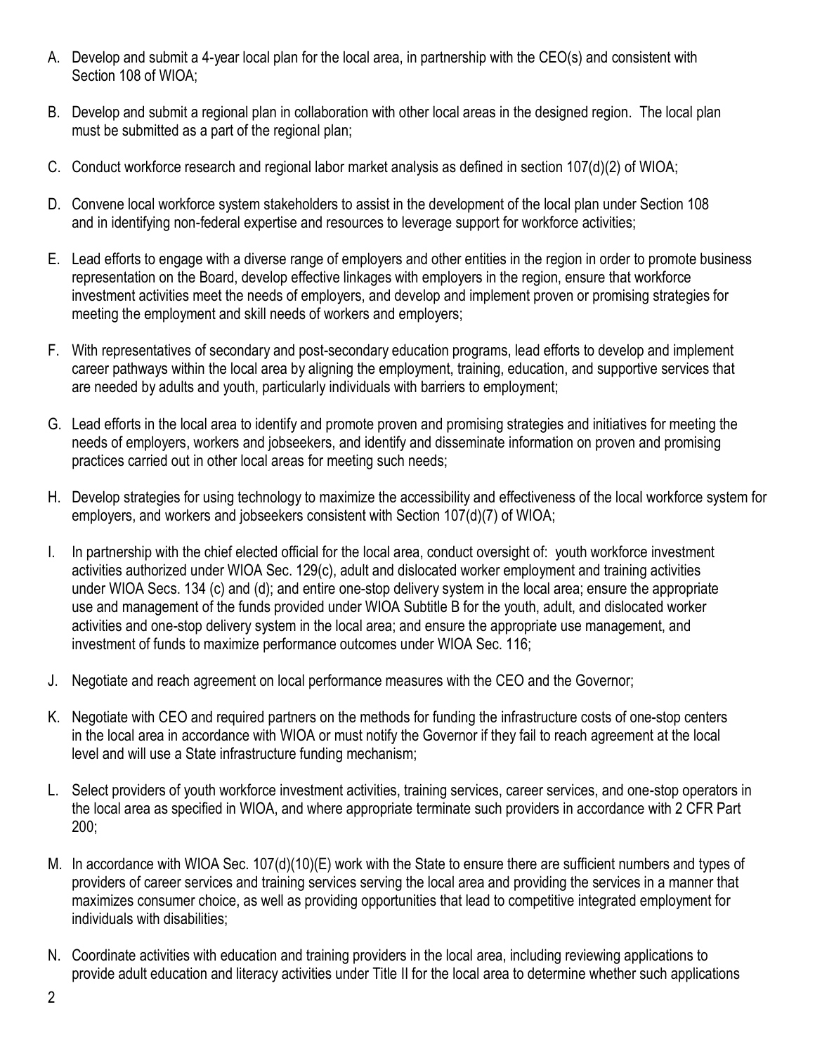A. Develop and submit a 4-year local plan for the local area, in partnership with the CEO(s) and consistent with Section 108 of WIOA;

B. Develop and submit a regional plan in collaboration with other local areas in the designed region. The local plan must be submitted as a part of the regional plan;

C. Conduct workforce research and regional labor market analysis as defined in section 107(d)(2) of WIOA;

D. Convene local workforce system stakeholders to assist in the development of the local plan under Section 108 and in identifying non-federal expertise and resources to leverage support for workforce activities;

E. Lead efforts to engage with a diverse range of employers and other entities in the region in order to promote business representation on the Board, develop effective linkages with employers in the region, ensure that workforce investment activities meet the needs of employers, and develop and implement proven or promising strategies for meeting the employment and skill needs of workers and employers;

F. With representatives of secondary and post-secondary education programs, lead efforts to develop and implement career pathways within the local area by aligning the employment, training, education, and supportive services that are needed by adults and youth, particularly individuals with barriers to employment;

G. Lead efforts in the local area to identify and promote proven and promising strategies and initiatives for meeting the needs of employers, workers and jobseekers, and identify and disseminate information on proven and promising practices carried out in other local areas for meeting such needs;

H. Develop strategies for using technology to maximize the accessibility and effectiveness of the local workforce system for employers, and workers and jobseekers consistent with Section 107(d)(7) of WIOA;

I. In partnership with the chief elected official for the local area, conduct oversight of: youth workforce investment activities authorized under WIOA Sec. 129(c), adult and dislocated worker employment and training activities under WIOA Secs. 134 (c) and (d); and entire one-stop delivery system in the local area; ensure the appropriate use and management of the funds provided under WIOA Subtitle B for the youth, adult, and dislocated worker activities and one-stop delivery system in the local area; and ensure the appropriate use management, and investment of funds to maximize performance outcomes under WIOA Sec. 116;

J. Negotiate and reach agreement on local performance measures with the CEO and the Governor;

K. Negotiate with CEO and required partners on the methods for funding the infrastructure costs of one-stop centers in the local area in accordance with WIOA or must notify the Governor if they fail to reach agreement at the local level and will use a State infrastructure funding mechanism;

L. Select providers of youth workforce investment activities, training services, career services, and one-stop operators in the local area as specified in WIOA, and where appropriate terminate such providers in accordance with 2 CFR Part 200;

M. In accordance with WIOA Sec. 107(d)(10)(E) work with the State to ensure there are sufficient numbers and types of providers of career services and training services serving the local area and providing the services in a manner that maximizes consumer choice, as well as providing opportunities that lead to competitive integrated employment for individuals with disabilities;

N. Coordinate activities with education and training providers in the local area, including reviewing applications to provide adult education and literacy activities under Title II for the local area to determine whether such applications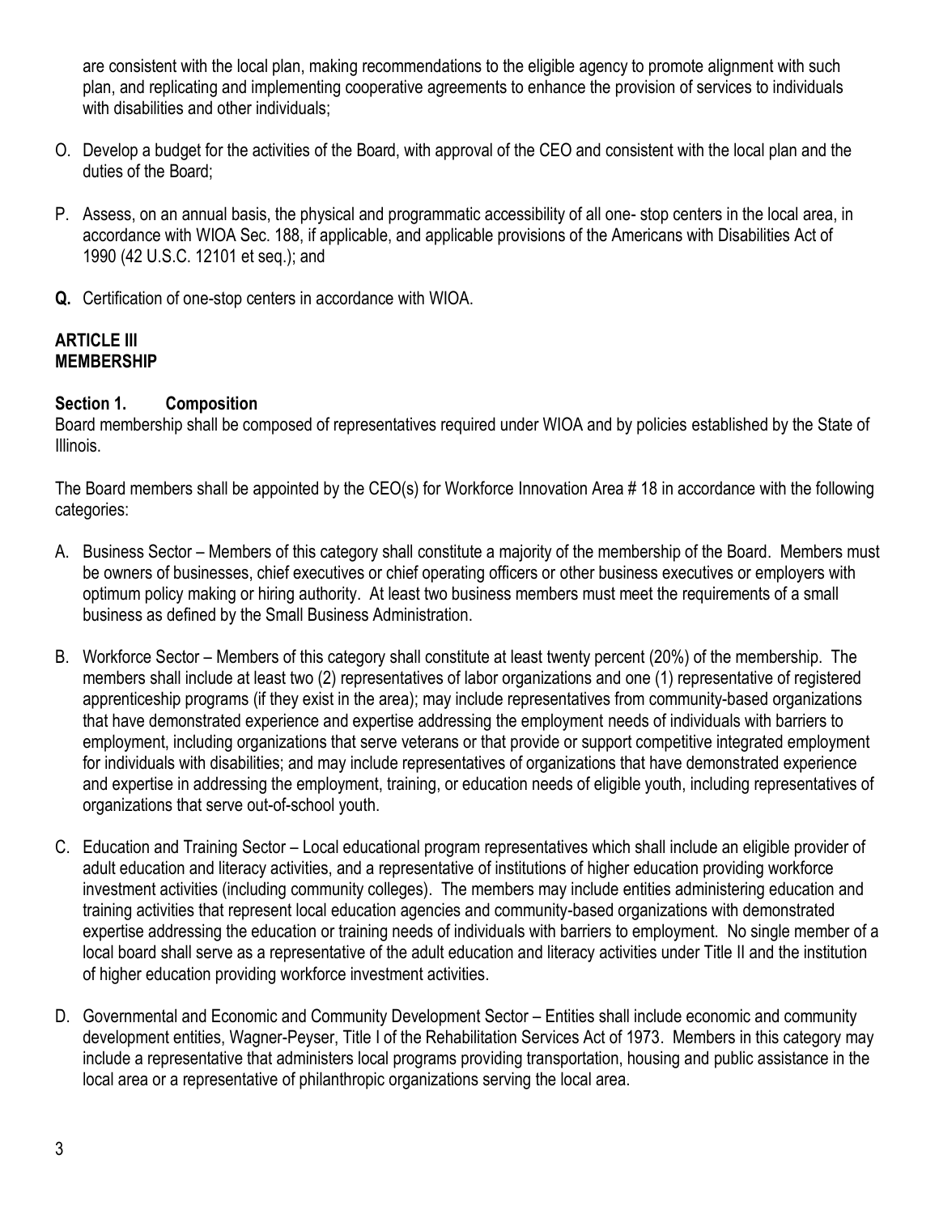are consistent with the local plan, making recommendations to the eligible agency to promote alignment with such plan, and replicating and implementing cooperative agreements to enhance the provision of services to individuals with disabilities and other individuals;

O. Develop a budget for the activities of the Board, with approval of the CEO and consistent with the local plan and the duties of the Board;

P. Assess, on an annual basis, the physical and programmatic accessibility of all one- stop centers in the local area, in accordance with WIOA Sec. 188, if applicable, and applicable provisions of the Americans with Disabilities Act of 1990 (42 U.S.C. 12101 et seq.); and

**Q.** Certification of one-stop centers in accordance with WIOA.

**ARTICLE III**
**MEMBERSHIP**

**Section 1. Composition**

Board membership shall be composed of representatives required under WIOA and by policies established by the State of Illinois.

The Board members shall be appointed by the CEO(s) for Workforce Innovation Area # 18 in accordance with the following categories:

A. Business Sector – Members of this category shall constitute a majority of the membership of the Board. Members must be owners of businesses, chief executives or chief operating officers or other business executives or employers with optimum policy making or hiring authority. At least two business members must meet the requirements of a small business as defined by the Small Business Administration.

B. Workforce Sector – Members of this category shall constitute at least twenty percent (20%) of the membership. The members shall include at least two (2) representatives of labor organizations and one (1) representative of registered apprenticeship programs (if they exist in the area); may include representatives from community-based organizations that have demonstrated experience and expertise addressing the employment needs of individuals with barriers to employment, including organizations that serve veterans or that provide or support competitive integrated employment for individuals with disabilities; and may include representatives of organizations that have demonstrated experience and expertise in addressing the employment, training, or education needs of eligible youth, including representatives of organizations that serve out-of-school youth.

C. Education and Training Sector – Local educational program representatives which shall include an eligible provider of adult education and literacy activities, and a representative of institutions of higher education providing workforce investment activities (including community colleges). The members may include entities administering education and training activities that represent local education agencies and community-based organizations with demonstrated expertise addressing the education or training needs of individuals with barriers to employment. No single member of a local board shall serve as a representative of the adult education and literacy activities under Title II and the institution of higher education providing workforce investment activities.

D. Governmental and Economic and Community Development Sector – Entities shall include economic and community development entities, Wagner-Peyser, Title I of the Rehabilitation Services Act of 1973. Members in this category may include a representative that administers local programs providing transportation, housing and public assistance in the local area or a representative of philanthropic organizations serving the local area.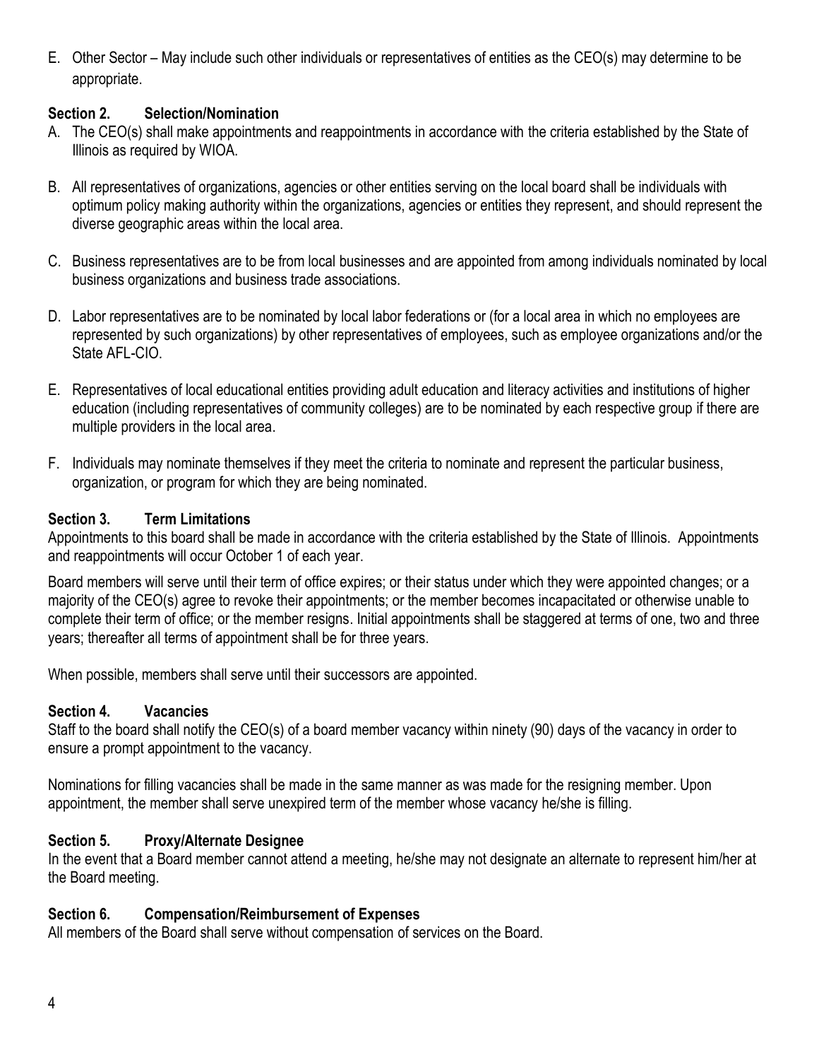E. Other Sector – May include such other individuals or representatives of entities as the CEO(s) may determine to be appropriate.

### Section 2. Selection/Nomination

A. The CEO(s) shall make appointments and reappointments in accordance with the criteria established by the State of Illinois as required by WIOA.

B. All representatives of organizations, agencies or other entities serving on the local board shall be individuals with optimum policy making authority within the organizations, agencies or entities they represent, and should represent the diverse geographic areas within the local area.

C. Business representatives are to be from local businesses and are appointed from among individuals nominated by local business organizations and business trade associations.

D. Labor representatives are to be nominated by local labor federations or (for a local area in which no employees are represented by such organizations) by other representatives of employees, such as employee organizations and/or the State AFL-CIO.

E. Representatives of local educational entities providing adult education and literacy activities and institutions of higher education (including representatives of community colleges) are to be nominated by each respective group if there are multiple providers in the local area.

F. Individuals may nominate themselves if they meet the criteria to nominate and represent the particular business, organization, or program for which they are being nominated.

### Section 3. Term Limitations

Appointments to this board shall be made in accordance with the criteria established by the State of Illinois. Appointments and reappointments will occur October 1 of each year.

Board members will serve until their term of office expires; or their status under which they were appointed changes; or a majority of the CEO(s) agree to revoke their appointments; or the member becomes incapacitated or otherwise unable to complete their term of office; or the member resigns. Initial appointments shall be staggered at terms of one, two and three years; thereafter all terms of appointment shall be for three years.

When possible, members shall serve until their successors are appointed.

### Section 4. Vacancies

Staff to the board shall notify the CEO(s) of a board member vacancy within ninety (90) days of the vacancy in order to ensure a prompt appointment to the vacancy.

Nominations for filling vacancies shall be made in the same manner as was made for the resigning member. Upon appointment, the member shall serve unexpired term of the member whose vacancy he/she is filling.

### Section 5. Proxy/Alternate Designee

In the event that a Board member cannot attend a meeting, he/she may not designate an alternate to represent him/her at the Board meeting.

### Section 6. Compensation/Reimbursement of Expenses

All members of the Board shall serve without compensation of services on the Board.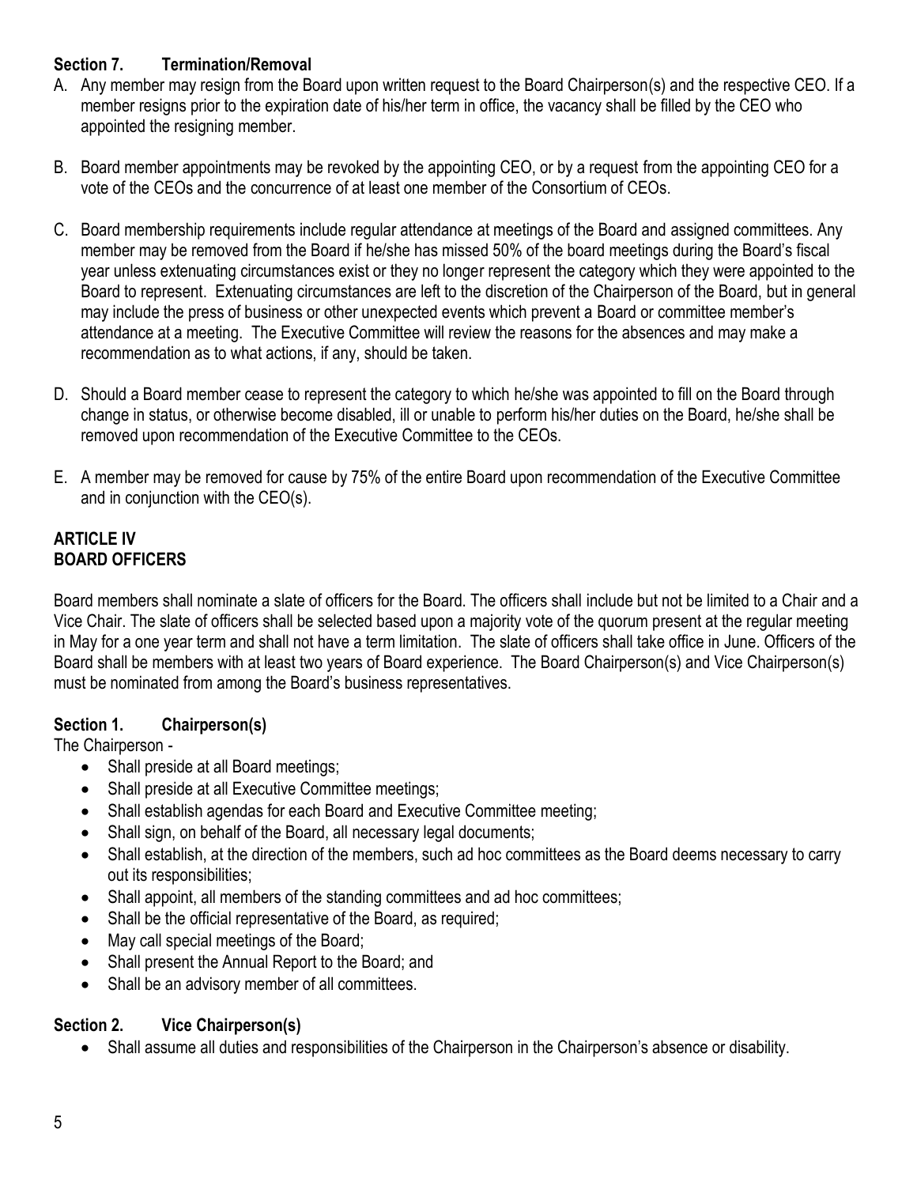### Section 7. Termination/Removal

A. Any member may resign from the Board upon written request to the Board Chairperson(s) and the respective CEO. If a member resigns prior to the expiration date of his/her term in office, the vacancy shall be filled by the CEO who appointed the resigning member.

B. Board member appointments may be revoked by the appointing CEO, or by a request from the appointing CEO for a vote of the CEOs and the concurrence of at least one member of the Consortium of CEOs.

C. Board membership requirements include regular attendance at meetings of the Board and assigned committees. Any member may be removed from the Board if he/she has missed 50% of the board meetings during the Board's fiscal year unless extenuating circumstances exist or they no longer represent the category which they were appointed to the Board to represent. Extenuating circumstances are left to the discretion of the Chairperson of the Board, but in general may include the press of business or other unexpected events which prevent a Board or committee member's attendance at a meeting. The Executive Committee will review the reasons for the absences and may make a recommendation as to what actions, if any, should be taken.

D. Should a Board member cease to represent the category to which he/she was appointed to fill on the Board through change in status, or otherwise become disabled, ill or unable to perform his/her duties on the Board, he/she shall be removed upon recommendation of the Executive Committee to the CEOs.

E. A member may be removed for cause by 75% of the entire Board upon recommendation of the Executive Committee and in conjunction with the CEO(s).

## ARTICLE IV
## BOARD OFFICERS

Board members shall nominate a slate of officers for the Board. The officers shall include but not be limited to a Chair and a Vice Chair. The slate of officers shall be selected based upon a majority vote of the quorum present at the regular meeting in May for a one year term and shall not have a term limitation. The slate of officers shall take office in June. Officers of the Board shall be members with at least two years of Board experience. The Board Chairperson(s) and Vice Chairperson(s) must be nominated from among the Board's business representatives.

### Section 1. Chairperson(s)

The Chairperson -

- Shall preside at all Board meetings;
- Shall preside at all Executive Committee meetings;
- Shall establish agendas for each Board and Executive Committee meeting;
- Shall sign, on behalf of the Board, all necessary legal documents;
- Shall establish, at the direction of the members, such ad hoc committees as the Board deems necessary to carry out its responsibilities;
- Shall appoint, all members of the standing committees and ad hoc committees;
- Shall be the official representative of the Board, as required;
- May call special meetings of the Board;
- Shall present the Annual Report to the Board; and
- Shall be an advisory member of all committees.

### Section 2. Vice Chairperson(s)

- Shall assume all duties and responsibilities of the Chairperson in the Chairperson's absence or disability.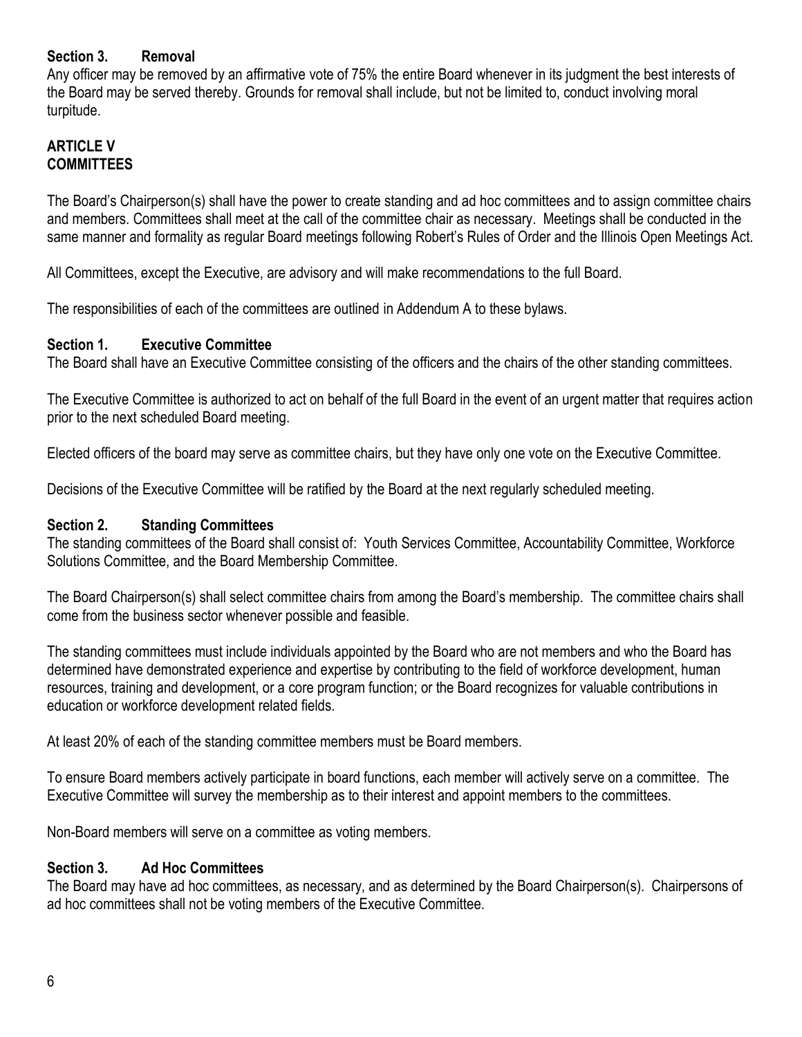**Section 3. Removal**

Any officer may be removed by an affirmative vote of 75% the entire Board whenever in its judgment the best interests of the Board may be served thereby. Grounds for removal shall include, but not be limited to, conduct involving moral turpitude.

## ARTICLE V
## COMMITTEES

The Board's Chairperson(s) shall have the power to create standing and ad hoc committees and to assign committee chairs and members. Committees shall meet at the call of the committee chair as necessary. Meetings shall be conducted in the same manner and formality as regular Board meetings following Robert's Rules of Order and the Illinois Open Meetings Act.

All Committees, except the Executive, are advisory and will make recommendations to the full Board.

The responsibilities of each of the committees are outlined in Addendum A to these bylaws.

**Section 1. Executive Committee**

The Board shall have an Executive Committee consisting of the officers and the chairs of the other standing committees.

The Executive Committee is authorized to act on behalf of the full Board in the event of an urgent matter that requires action prior to the next scheduled Board meeting.

Elected officers of the board may serve as committee chairs, but they have only one vote on the Executive Committee.

Decisions of the Executive Committee will be ratified by the Board at the next regularly scheduled meeting.

**Section 2. Standing Committees**

The standing committees of the Board shall consist of: Youth Services Committee, Accountability Committee, Workforce Solutions Committee, and the Board Membership Committee.

The Board Chairperson(s) shall select committee chairs from among the Board's membership. The committee chairs shall come from the business sector whenever possible and feasible.

The standing committees must include individuals appointed by the Board who are not members and who the Board has determined have demonstrated experience and expertise by contributing to the field of workforce development, human resources, training and development, or a core program function; or the Board recognizes for valuable contributions in education or workforce development related fields.

At least 20% of each of the standing committee members must be Board members.

To ensure Board members actively participate in board functions, each member will actively serve on a committee. The Executive Committee will survey the membership as to their interest and appoint members to the committees.

Non-Board members will serve on a committee as voting members.

**Section 3. Ad Hoc Committees**

The Board may have ad hoc committees, as necessary, and as determined by the Board Chairperson(s). Chairpersons of ad hoc committees shall not be voting members of the Executive Committee.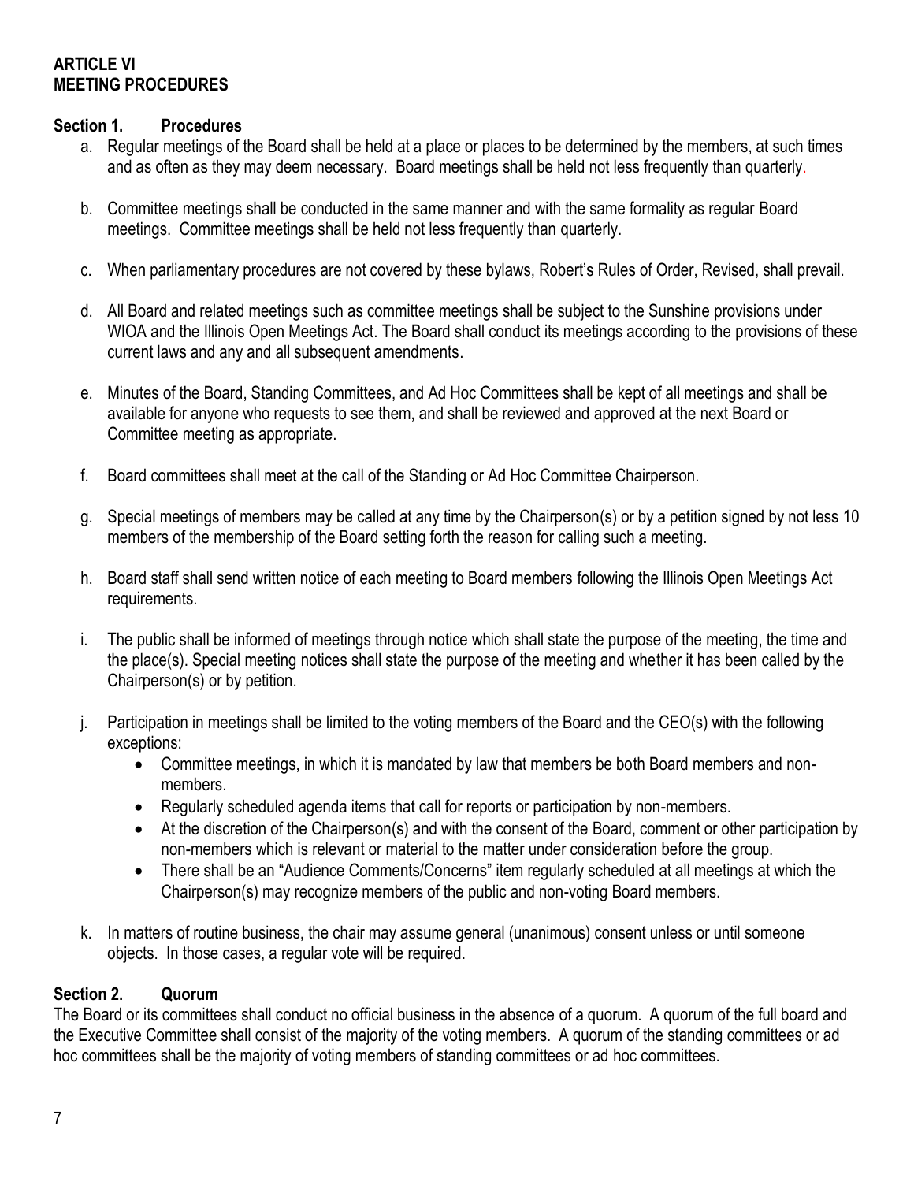**ARTICLE VI**
**MEETING PROCEDURES**

**Section 1. Procedures**

a. Regular meetings of the Board shall be held at a place or places to be determined by the members, at such times and as often as they may deem necessary. Board meetings shall be held not less frequently than quarterly.

b. Committee meetings shall be conducted in the same manner and with the same formality as regular Board meetings. Committee meetings shall be held not less frequently than quarterly.

c. When parliamentary procedures are not covered by these bylaws, Robert's Rules of Order, Revised, shall prevail.

d. All Board and related meetings such as committee meetings shall be subject to the Sunshine provisions under WIOA and the Illinois Open Meetings Act. The Board shall conduct its meetings according to the provisions of these current laws and any and all subsequent amendments.

e. Minutes of the Board, Standing Committees, and Ad Hoc Committees shall be kept of all meetings and shall be available for anyone who requests to see them, and shall be reviewed and approved at the next Board or Committee meeting as appropriate.

f. Board committees shall meet at the call of the Standing or Ad Hoc Committee Chairperson.

g. Special meetings of members may be called at any time by the Chairperson(s) or by a petition signed by not less 10 members of the membership of the Board setting forth the reason for calling such a meeting.

h. Board staff shall send written notice of each meeting to Board members following the Illinois Open Meetings Act requirements.

i. The public shall be informed of meetings through notice which shall state the purpose of the meeting, the time and the place(s). Special meeting notices shall state the purpose of the meeting and whether it has been called by the Chairperson(s) or by petition.

j. Participation in meetings shall be limited to the voting members of the Board and the CEO(s) with the following exceptions:
   - Committee meetings, in which it is mandated by law that members be both Board members and non-members.
   - Regularly scheduled agenda items that call for reports or participation by non-members.
   - At the discretion of the Chairperson(s) and with the consent of the Board, comment or other participation by non-members which is relevant or material to the matter under consideration before the group.
   - There shall be an "Audience Comments/Concerns" item regularly scheduled at all meetings at which the Chairperson(s) may recognize members of the public and non-voting Board members.

k. In matters of routine business, the chair may assume general (unanimous) consent unless or until someone objects. In those cases, a regular vote will be required.

**Section 2. Quorum**

The Board or its committees shall conduct no official business in the absence of a quorum. A quorum of the full board and the Executive Committee shall consist of the majority of the voting members. A quorum of the standing committees or ad hoc committees shall be the majority of voting members of standing committees or ad hoc committees.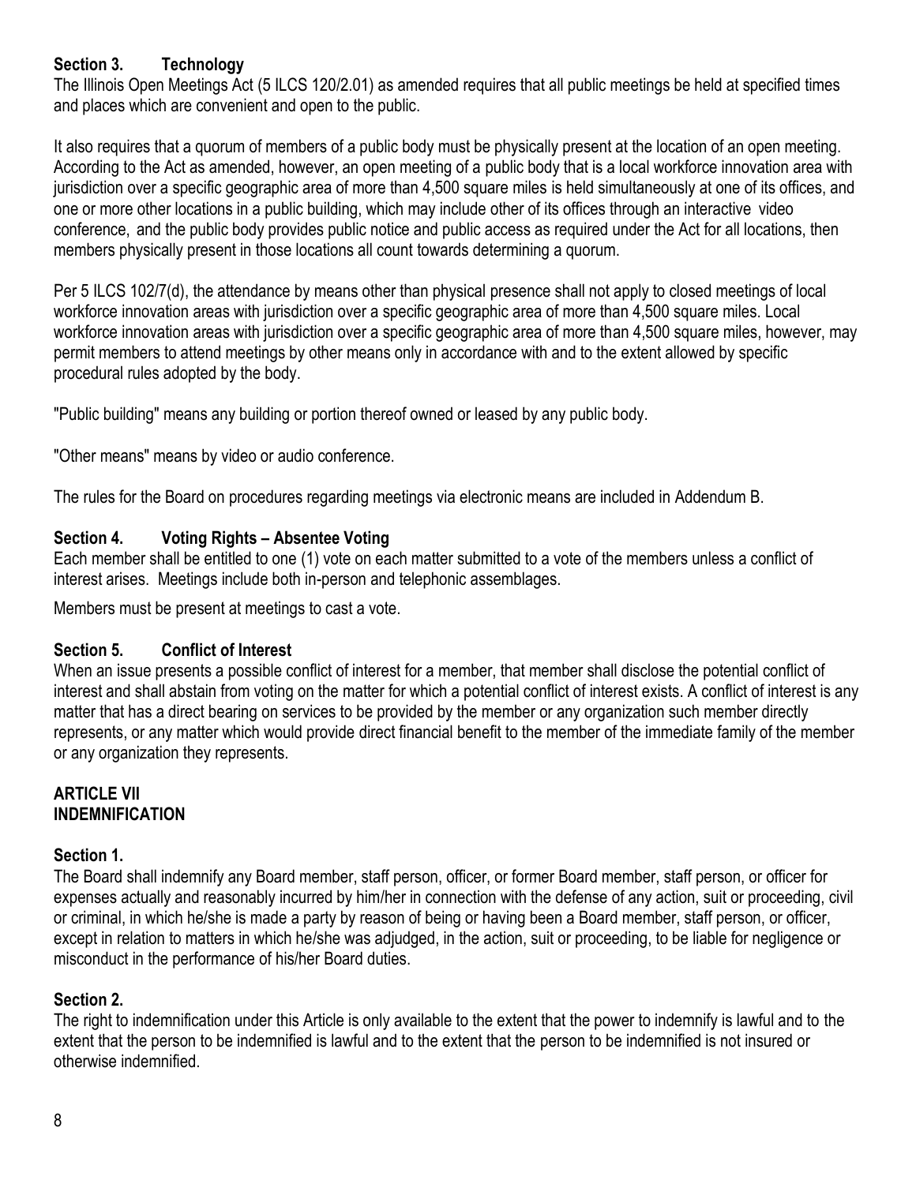### Section 3. Technology

The Illinois Open Meetings Act (5 ILCS 120/2.01) as amended requires that all public meetings be held at specified times and places which are convenient and open to the public.

It also requires that a quorum of members of a public body must be physically present at the location of an open meeting. According to the Act as amended, however, an open meeting of a public body that is a local workforce innovation area with jurisdiction over a specific geographic area of more than 4,500 square miles is held simultaneously at one of its offices, and one or more other locations in a public building, which may include other of its offices through an interactive video conference, and the public body provides public notice and public access as required under the Act for all locations, then members physically present in those locations all count towards determining a quorum.

Per 5 ILCS 102/7(d), the attendance by means other than physical presence shall not apply to closed meetings of local workforce innovation areas with jurisdiction over a specific geographic area of more than 4,500 square miles. Local workforce innovation areas with jurisdiction over a specific geographic area of more than 4,500 square miles, however, may permit members to attend meetings by other means only in accordance with and to the extent allowed by specific procedural rules adopted by the body.

"Public building" means any building or portion thereof owned or leased by any public body.

"Other means" means by video or audio conference.

The rules for the Board on procedures regarding meetings via electronic means are included in Addendum B.

### Section 4. Voting Rights – Absentee Voting

Each member shall be entitled to one (1) vote on each matter submitted to a vote of the members unless a conflict of interest arises. Meetings include both in-person and telephonic assemblages.

Members must be present at meetings to cast a vote.

### Section 5. Conflict of Interest

When an issue presents a possible conflict of interest for a member, that member shall disclose the potential conflict of interest and shall abstain from voting on the matter for which a potential conflict of interest exists. A conflict of interest is any matter that has a direct bearing on services to be provided by the member or any organization such member directly represents, or any matter which would provide direct financial benefit to the member of the immediate family of the member or any organization they represents.

## ARTICLE VII
## INDEMNIFICATION

### Section 1.

The Board shall indemnify any Board member, staff person, officer, or former Board member, staff person, or officer for expenses actually and reasonably incurred by him/her in connection with the defense of any action, suit or proceeding, civil or criminal, in which he/she is made a party by reason of being or having been a Board member, staff person, or officer, except in relation to matters in which he/she was adjudged, in the action, suit or proceeding, to be liable for negligence or misconduct in the performance of his/her Board duties.

### Section 2.

The right to indemnification under this Article is only available to the extent that the power to indemnify is lawful and to the extent that the person to be indemnified is lawful and to the extent that the person to be indemnified is not insured or otherwise indemnified.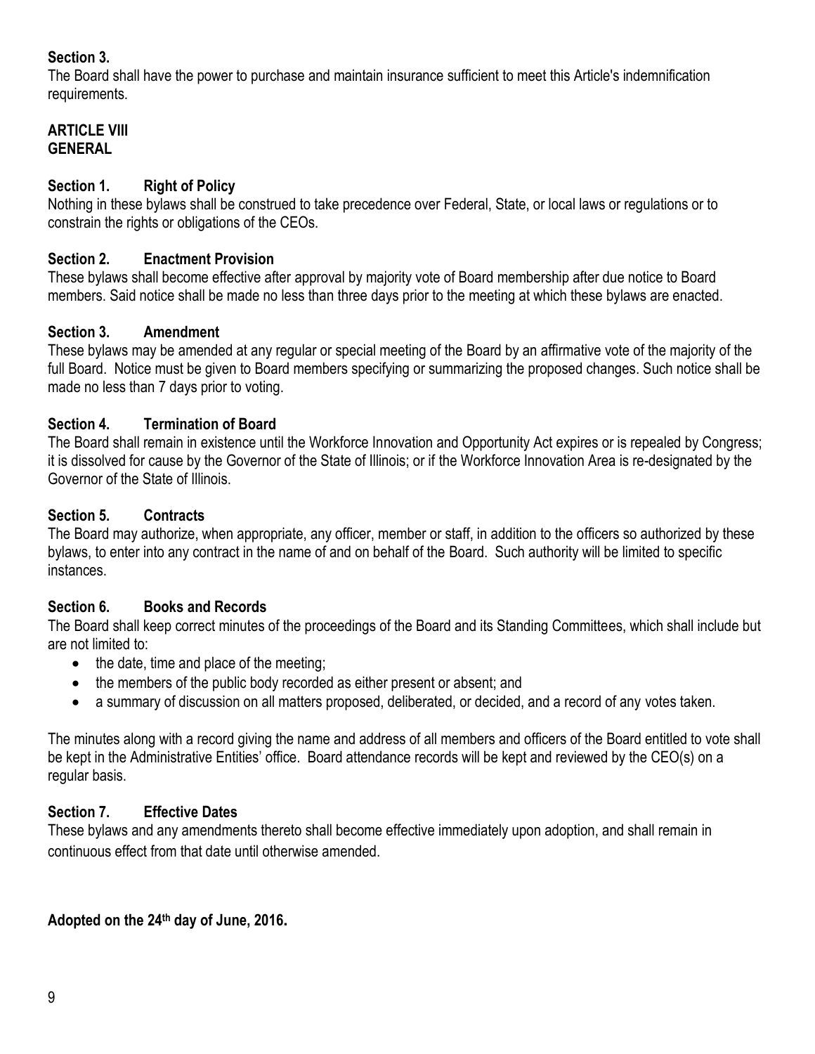**Section 3.**
The Board shall have the power to purchase and maintain insurance sufficient to meet this Article's indemnification requirements.

## ARTICLE VIII
## GENERAL

**Section 1. Right of Policy**
Nothing in these bylaws shall be construed to take precedence over Federal, State, or local laws or regulations or to constrain the rights or obligations of the CEOs.

**Section 2. Enactment Provision**
These bylaws shall become effective after approval by majority vote of Board membership after due notice to Board members. Said notice shall be made no less than three days prior to the meeting at which these bylaws are enacted.

**Section 3. Amendment**
These bylaws may be amended at any regular or special meeting of the Board by an affirmative vote of the majority of the full Board. Notice must be given to Board members specifying or summarizing the proposed changes. Such notice shall be made no less than 7 days prior to voting.

**Section 4. Termination of Board**
The Board shall remain in existence until the Workforce Innovation and Opportunity Act expires or is repealed by Congress; it is dissolved for cause by the Governor of the State of Illinois; or if the Workforce Innovation Area is re-designated by the Governor of the State of Illinois.

**Section 5. Contracts**
The Board may authorize, when appropriate, any officer, member or staff, in addition to the officers so authorized by these bylaws, to enter into any contract in the name of and on behalf of the Board. Such authority will be limited to specific instances.

**Section 6. Books and Records**
The Board shall keep correct minutes of the proceedings of the Board and its Standing Committees, which shall include but are not limited to:

- the date, time and place of the meeting;
- the members of the public body recorded as either present or absent; and
- a summary of discussion on all matters proposed, deliberated, or decided, and a record of any votes taken.

The minutes along with a record giving the name and address of all members and officers of the Board entitled to vote shall be kept in the Administrative Entities' office. Board attendance records will be kept and reviewed by the CEO(s) on a regular basis.

**Section 7. Effective Dates**
These bylaws and any amendments thereto shall become effective immediately upon adoption, and shall remain in continuous effect from that date until otherwise amended.

**Adopted on the 24th day of June, 2016.**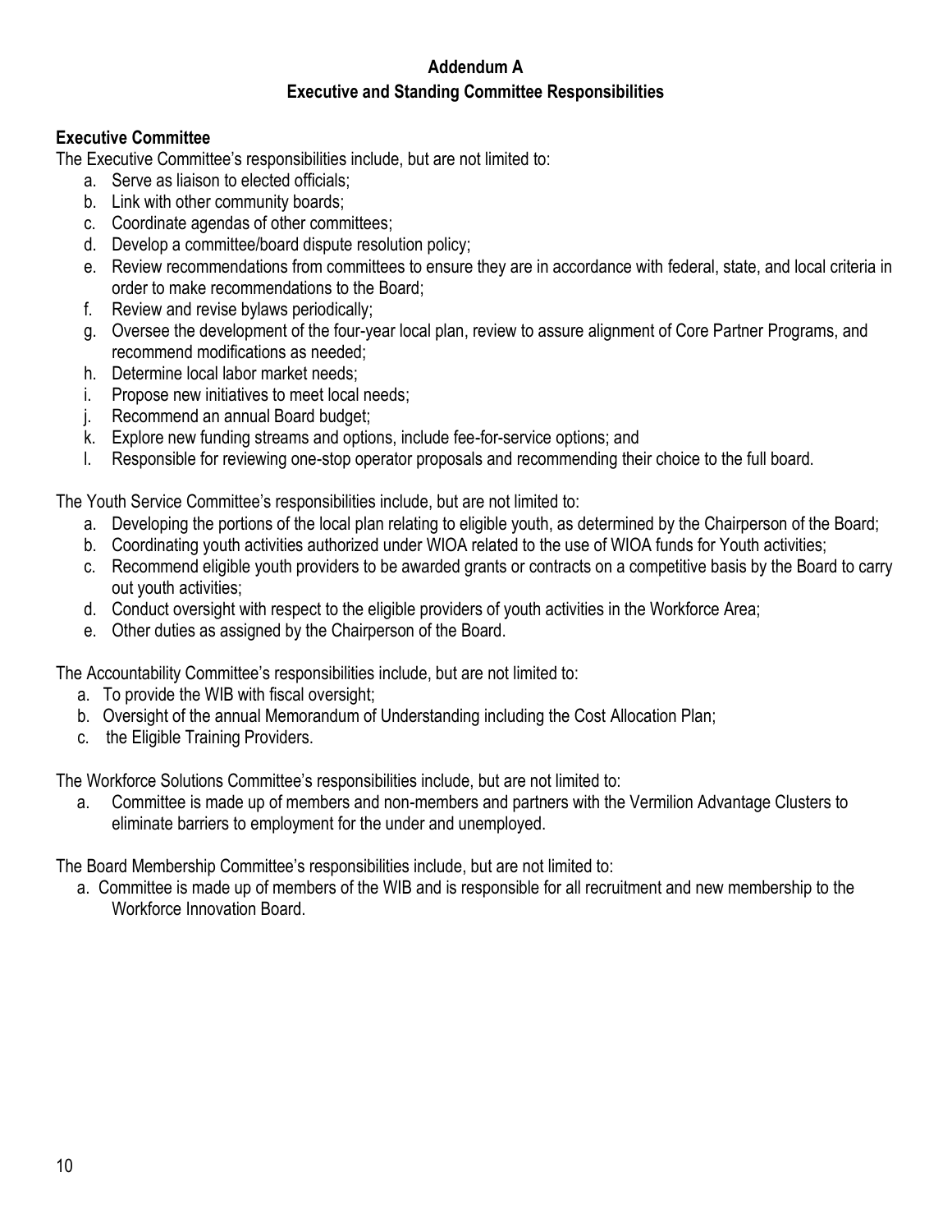# Addendum A
## Executive and Standing Committee Responsibilities

### Executive Committee

The Executive Committee's responsibilities include, but are not limited to:

a. Serve as liaison to elected officials;
b. Link with other community boards;
c. Coordinate agendas of other committees;
d. Develop a committee/board dispute resolution policy;
e. Review recommendations from committees to ensure they are in accordance with federal, state, and local criteria in order to make recommendations to the Board;
f. Review and revise bylaws periodically;
g. Oversee the development of the four-year local plan, review to assure alignment of Core Partner Programs, and recommend modifications as needed;
h. Determine local labor market needs;
i. Propose new initiatives to meet local needs;
j. Recommend an annual Board budget;
k. Explore new funding streams and options, include fee-for-service options; and
l. Responsible for reviewing one-stop operator proposals and recommending their choice to the full board.

The Youth Service Committee's responsibilities include, but are not limited to:

a. Developing the portions of the local plan relating to eligible youth, as determined by the Chairperson of the Board;
b. Coordinating youth activities authorized under WIOA related to the use of WIOA funds for Youth activities;
c. Recommend eligible youth providers to be awarded grants or contracts on a competitive basis by the Board to carry out youth activities;
d. Conduct oversight with respect to the eligible providers of youth activities in the Workforce Area;
e. Other duties as assigned by the Chairperson of the Board.

The Accountability Committee's responsibilities include, but are not limited to:

a. To provide the WIB with fiscal oversight;
b. Oversight of the annual Memorandum of Understanding including the Cost Allocation Plan;
c. the Eligible Training Providers.

The Workforce Solutions Committee's responsibilities include, but are not limited to:

a. Committee is made up of members and non-members and partners with the Vermilion Advantage Clusters to eliminate barriers to employment for the under and unemployed.

The Board Membership Committee's responsibilities include, but are not limited to:

a. Committee is made up of members of the WIB and is responsible for all recruitment and new membership to the Workforce Innovation Board.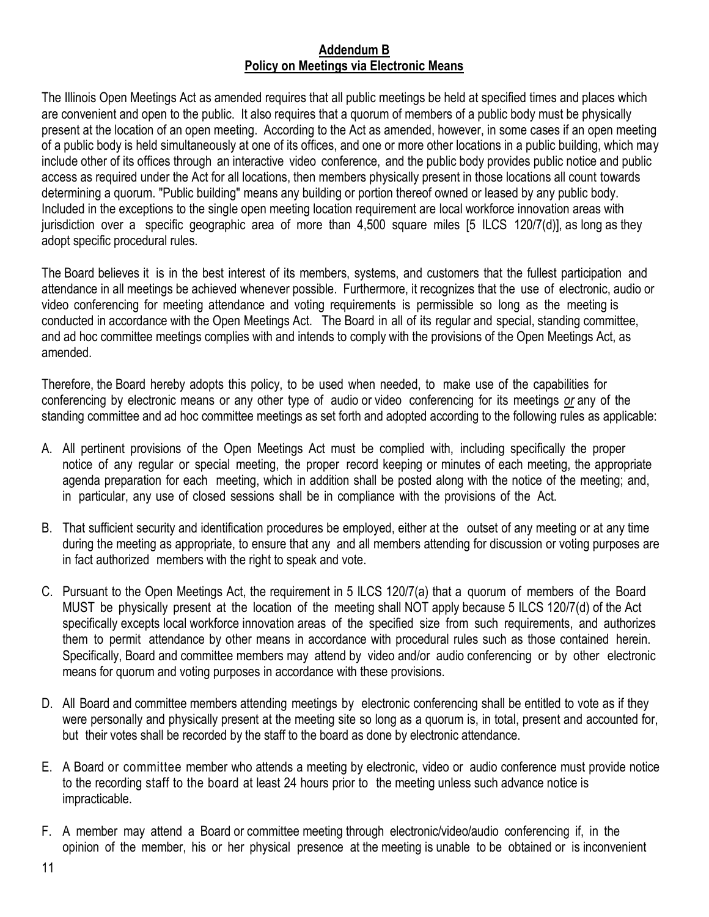## Addendum B
## Policy on Meetings via Electronic Means

The Illinois Open Meetings Act as amended requires that all public meetings be held at specified times and places which are convenient and open to the public. It also requires that a quorum of members of a public body must be physically present at the location of an open meeting. According to the Act as amended, however, in some cases if an open meeting of a public body is held simultaneously at one of its offices, and one or more other locations in a public building, which may include other of its offices through an interactive video conference, and the public body provides public notice and public access as required under the Act for all locations, then members physically present in those locations all count towards determining a quorum. "Public building" means any building or portion thereof owned or leased by any public body. Included in the exceptions to the single open meeting location requirement are local workforce innovation areas with jurisdiction over a specific geographic area of more than 4,500 square miles [5 ILCS 120/7(d)], as long as they adopt specific procedural rules.

The Board believes it is in the best interest of its members, systems, and customers that the fullest participation and attendance in all meetings be achieved whenever possible. Furthermore, it recognizes that the use of electronic, audio or video conferencing for meeting attendance and voting requirements is permissible so long as the meeting is conducted in accordance with the Open Meetings Act. The Board in all of its regular and special, standing committee, and ad hoc committee meetings complies with and intends to comply with the provisions of the Open Meetings Act, as amended.

Therefore, the Board hereby adopts this policy, to be used when needed, to make use of the capabilities for conferencing by electronic means or any other type of audio or video conferencing for its meetings ***or*** any of the standing committee and ad hoc committee meetings as set forth and adopted according to the following rules as applicable:

A. All pertinent provisions of the Open Meetings Act must be complied with, including specifically the proper notice of any regular or special meeting, the proper record keeping or minutes of each meeting, the appropriate agenda preparation for each meeting, which in addition shall be posted along with the notice of the meeting; and, in particular, any use of closed sessions shall be in compliance with the provisions of the Act.

B. That sufficient security and identification procedures be employed, either at the outset of any meeting or at any time during the meeting as appropriate, to ensure that any and all members attending for discussion or voting purposes are in fact authorized members with the right to speak and vote.

C. Pursuant to the Open Meetings Act, the requirement in 5 ILCS 120/7(a) that a quorum of members of the Board MUST be physically present at the location of the meeting shall NOT apply because 5 ILCS 120/7(d) of the Act specifically excepts local workforce innovation areas of the specified size from such requirements, and authorizes them to permit attendance by other means in accordance with procedural rules such as those contained herein. Specifically, Board and committee members may attend by video and/or audio conferencing or by other electronic means for quorum and voting purposes in accordance with these provisions.

D. All Board and committee members attending meetings by electronic conferencing shall be entitled to vote as if they were personally and physically present at the meeting site so long as a quorum is, in total, present and accounted for, but their votes shall be recorded by the staff to the board as done by electronic attendance.

E. A Board or committee member who attends a meeting by electronic, video or audio conference must provide notice to the recording staff to the board at least 24 hours prior to the meeting unless such advance notice is impracticable.

F. A member may attend a Board or committee meeting through electronic/video/audio conferencing if, in the opinion of the member, his or her physical presence at the meeting is unable to be obtained or is inconvenient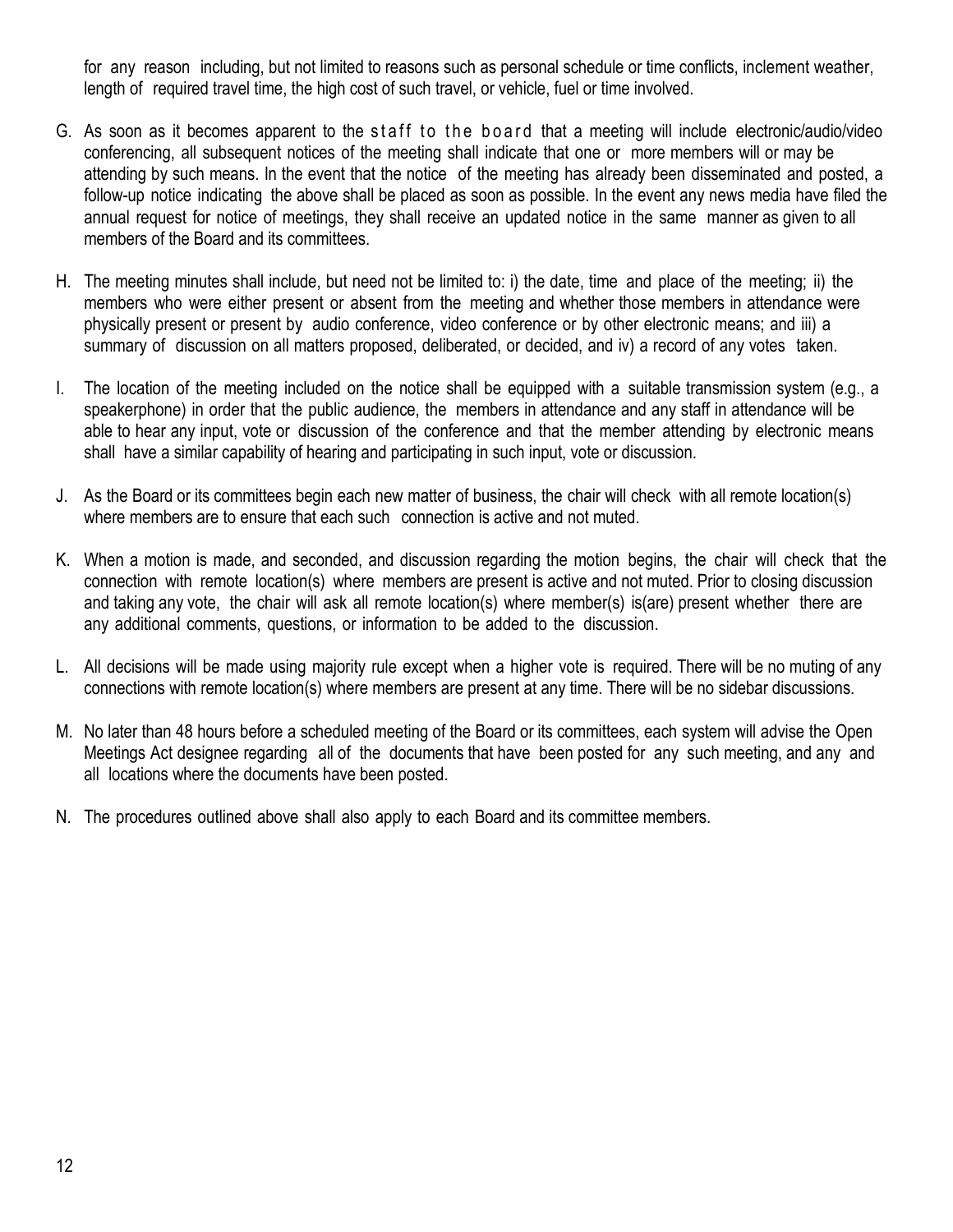for any reason including, but not limited to reasons such as personal schedule or time conflicts, inclement weather, length of required travel time, the high cost of such travel, or vehicle, fuel or time involved.

G. As soon as it becomes apparent to the staff to the board that a meeting will include electronic/audio/video conferencing, all subsequent notices of the meeting shall indicate that one or more members will or may be attending by such means. In the event that the notice of the meeting has already been disseminated and posted, a follow-up notice indicating the above shall be placed as soon as possible. In the event any news media have filed the annual request for notice of meetings, they shall receive an updated notice in the same manner as given to all members of the Board and its committees.

H. The meeting minutes shall include, but need not be limited to: i) the date, time and place of the meeting; ii) the members who were either present or absent from the meeting and whether those members in attendance were physically present or present by audio conference, video conference or by other electronic means; and iii) a summary of discussion on all matters proposed, deliberated, or decided, and iv) a record of any votes taken.

I. The location of the meeting included on the notice shall be equipped with a suitable transmission system (e.g., a speakerphone) in order that the public audience, the members in attendance and any staff in attendance will be able to hear any input, vote or discussion of the conference and that the member attending by electronic means shall have a similar capability of hearing and participating in such input, vote or discussion.

J. As the Board or its committees begin each new matter of business, the chair will check with all remote location(s) where members are to ensure that each such connection is active and not muted.

K. When a motion is made, and seconded, and discussion regarding the motion begins, the chair will check that the connection with remote location(s) where members are present is active and not muted. Prior to closing discussion and taking any vote, the chair will ask all remote location(s) where member(s) is(are) present whether there are any additional comments, questions, or information to be added to the discussion.

L. All decisions will be made using majority rule except when a higher vote is required. There will be no muting of any connections with remote location(s) where members are present at any time. There will be no sidebar discussions.

M. No later than 48 hours before a scheduled meeting of the Board or its committees, each system will advise the Open Meetings Act designee regarding all of the documents that have been posted for any such meeting, and any and all locations where the documents have been posted.

N. The procedures outlined above shall also apply to each Board and its committee members.